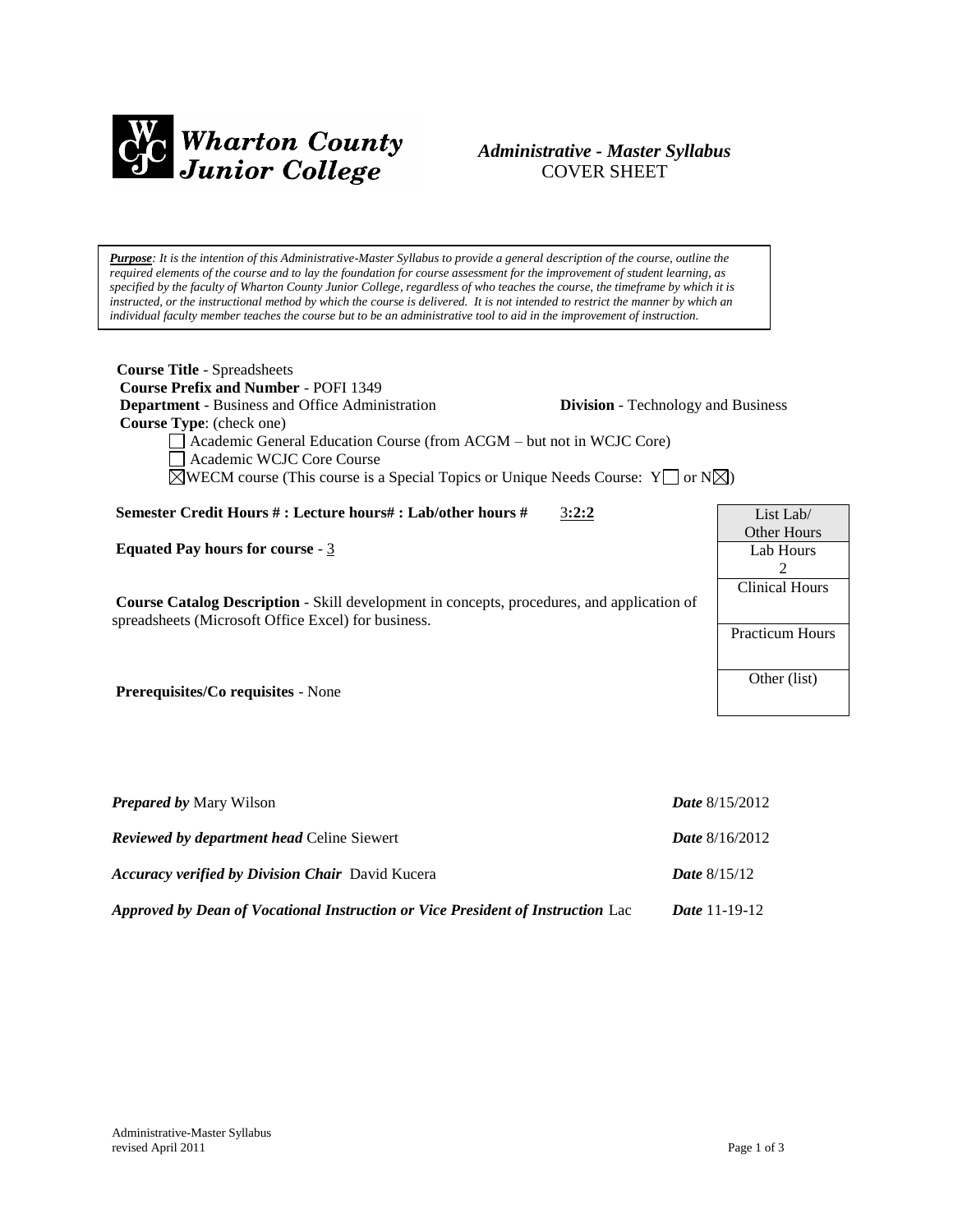**Wharton County Junior College**

***Administrative - Master Syllabus***
COVER SHEET

***Purpose****: It is the intention of this Administrative-Master Syllabus to provide a general description of the course, outline the required elements of the course and to lay the foundation for course assessment for the improvement of student learning, as specified by the faculty of Wharton County Junior College, regardless of who teaches the course, the timeframe by which it is instructed, or the instructional method by which the course is delivered. It is not intended to restrict the manner by which an individual faculty member teaches the course but to be an administrative tool to aid in the improvement of instruction.*

**Course Title** - Spreadsheets
**Course Prefix and Number** - POFI 1349
**Department** - Business and Office Administration **Division** - Technology and Business
**Course Type**: (check one)

☐ Academic General Education Course (from ACGM – but not in WCJC Core)
☐ Academic WCJC Core Course
☒ WECM course (This course is a Special Topics or Unique Needs Course: Y☐ or N☒)

**Semester Credit Hours # : Lecture hours# : Lab/other hours #** 3**:2:2**

**Equated Pay hours for course** - 3

**Course Catalog Description** - Skill development in concepts, procedures, and application of spreadsheets (Microsoft Office Excel) for business.

**Prerequisites/Co requisites** - None

| List Lab/ Other Hours |
| --- |
| Lab Hours 2 |
| Clinical Hours |
| Practicum Hours |
| Other (list) |

***Prepared by*** Mary Wilson ***Date*** 8/15/2012

***Reviewed by department head*** Celine Siewert ***Date*** 8/16/2012

***Accuracy verified by Division Chair*** David Kucera ***Date*** 8/15/12

***Approved by Dean of Vocational Instruction or Vice President of Instruction*** Lac ***Date*** 11-19-12

Administrative-Master Syllabus
revised April 2011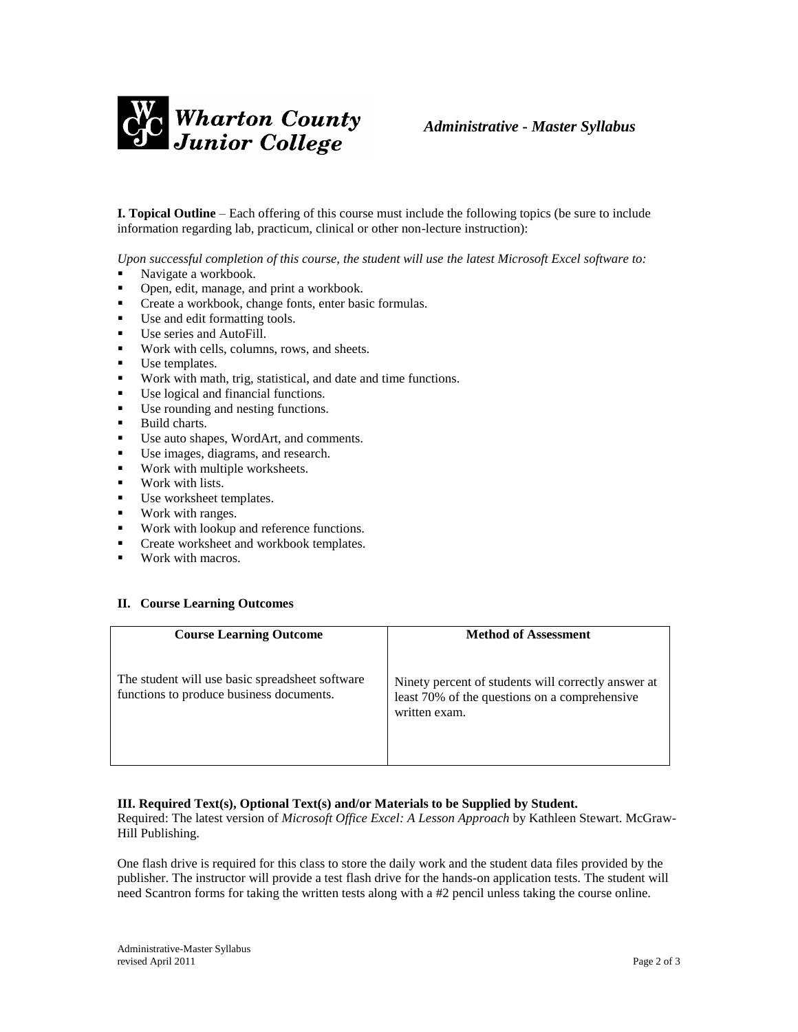**I. Topical Outline** – Each offering of this course must include the following topics (be sure to include information regarding lab, practicum, clinical or other non-lecture instruction):

*Upon successful completion of this course, the student will use the latest Microsoft Excel software to:*

- Navigate a workbook.
- Open, edit, manage, and print a workbook.
- Create a workbook, change fonts, enter basic formulas.
- Use and edit formatting tools.
- Use series and AutoFill.
- Work with cells, columns, rows, and sheets.
- Use templates.
- Work with math, trig, statistical, and date and time functions.
- Use logical and financial functions.
- Use rounding and nesting functions.
- Build charts.
- Use auto shapes, WordArt, and comments.
- Use images, diagrams, and research.
- Work with multiple worksheets.
- Work with lists.
- Use worksheet templates.
- Work with ranges.
- Work with lookup and reference functions.
- Create worksheet and workbook templates.
- Work with macros.

**II. Course Learning Outcomes**

| Course Learning Outcome | Method of Assessment |
|---|---|
| The student will use basic spreadsheet software functions to produce business documents. | Ninety percent of students will correctly answer at least 70% of the questions on a comprehensive written exam. |

**III. Required Text(s), Optional Text(s) and/or Materials to be Supplied by Student.**

Required: The latest version of *Microsoft Office Excel: A Lesson Approach* by Kathleen Stewart. McGraw-Hill Publishing.

One flash drive is required for this class to store the daily work and the student data files provided by the publisher. The instructor will provide a test flash drive for the hands-on application tests. The student will need Scantron forms for taking the written tests along with a #2 pencil unless taking the course online.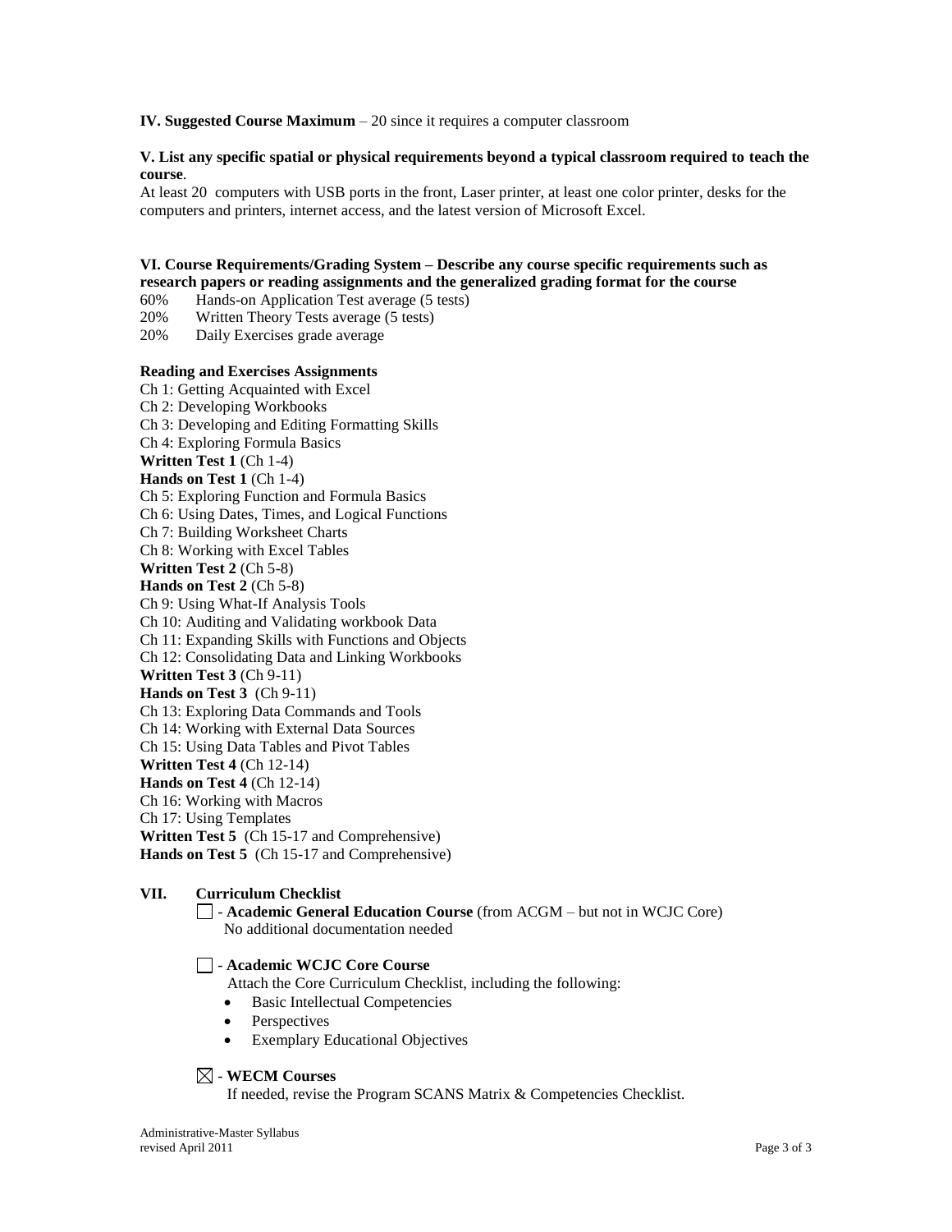**IV. Suggested Course Maximum** – 20 since it requires a computer classroom

**V. List any specific spatial or physical requirements beyond a typical classroom required to teach the course**.

At least 20 computers with USB ports in the front, Laser printer, at least one color printer, desks for the computers and printers, internet access, and the latest version of Microsoft Excel.

**VI. Course Requirements/Grading System – Describe any course specific requirements such as research papers or reading assignments and the generalized grading format for the course**

60% Hands-on Application Test average (5 tests)
20% Written Theory Tests average (5 tests)
20% Daily Exercises grade average

**Reading and Exercises Assignments**

Ch 1: Getting Acquainted with Excel
Ch 2: Developing Workbooks
Ch 3: Developing and Editing Formatting Skills
Ch 4: Exploring Formula Basics
**Written Test 1** (Ch 1-4)
**Hands on Test 1** (Ch 1-4)
Ch 5: Exploring Function and Formula Basics
Ch 6: Using Dates, Times, and Logical Functions
Ch 7: Building Worksheet Charts
Ch 8: Working with Excel Tables
**Written Test 2** (Ch 5-8)
**Hands on Test 2** (Ch 5-8)
Ch 9: Using What-If Analysis Tools
Ch 10: Auditing and Validating workbook Data
Ch 11: Expanding Skills with Functions and Objects
Ch 12: Consolidating Data and Linking Workbooks
**Written Test 3** (Ch 9-11)
**Hands on Test 3** (Ch 9-11)
Ch 13: Exploring Data Commands and Tools
Ch 14: Working with External Data Sources
Ch 15: Using Data Tables and Pivot Tables
**Written Test 4** (Ch 12-14)
**Hands on Test 4** (Ch 12-14)
Ch 16: Working with Macros
Ch 17: Using Templates
**Written Test 5** (Ch 15-17 and Comprehensive)
**Hands on Test 5** (Ch 15-17 and Comprehensive)

**VII. Curriculum Checklist**

☐ - **Academic General Education Course** (from ACGM – but not in WCJC Core)
No additional documentation needed

☐ - **Academic WCJC Core Course**
Attach the Core Curriculum Checklist, including the following:

- Basic Intellectual Competencies
- Perspectives
- Exemplary Educational Objectives

☒ - **WECM Courses**
If needed, revise the Program SCANS Matrix & Competencies Checklist.

Administrative-Master Syllabus
revised April 2011